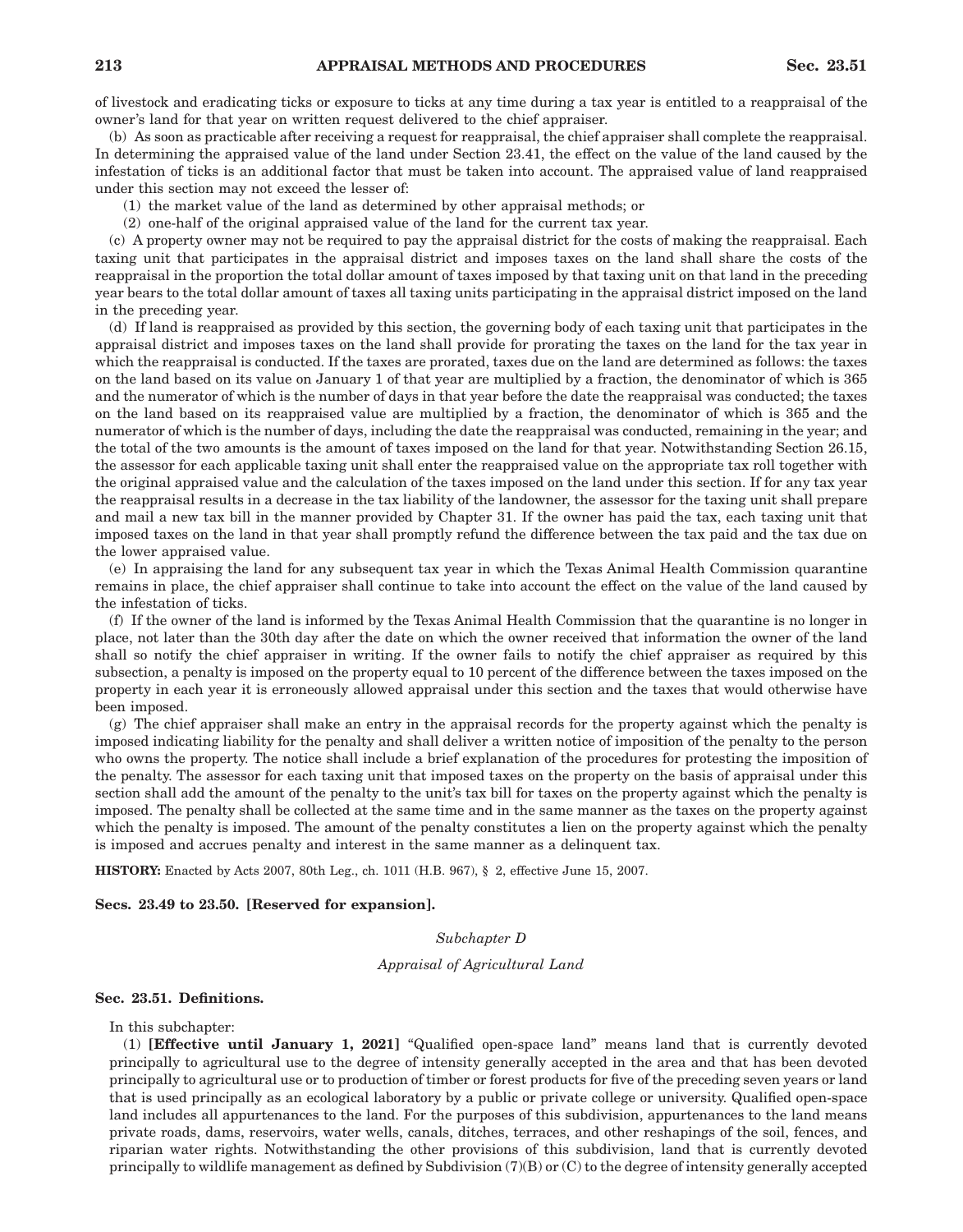of livestock and eradicating ticks or exposure to ticks at any time during a tax year is entitled to a reappraisal of the owner's land for that year on written request delivered to the chief appraiser.

(b) As soon as practicable after receiving a request for reappraisal, the chief appraiser shall complete the reappraisal. In determining the appraised value of the land under Section 23.41, the effect on the value of the land caused by the infestation of ticks is an additional factor that must be taken into account. The appraised value of land reappraised under this section may not exceed the lesser of:

(1) the market value of the land as determined by other appraisal methods; or

(2) one-half of the original appraised value of the land for the current tax year.

(c) A property owner may not be required to pay the appraisal district for the costs of making the reappraisal. Each taxing unit that participates in the appraisal district and imposes taxes on the land shall share the costs of the reappraisal in the proportion the total dollar amount of taxes imposed by that taxing unit on that land in the preceding year bears to the total dollar amount of taxes all taxing units participating in the appraisal district imposed on the land in the preceding year.

(d) If land is reappraised as provided by this section, the governing body of each taxing unit that participates in the appraisal district and imposes taxes on the land shall provide for prorating the taxes on the land for the tax year in which the reappraisal is conducted. If the taxes are prorated, taxes due on the land are determined as follows: the taxes on the land based on its value on January 1 of that year are multiplied by a fraction, the denominator of which is 365 and the numerator of which is the number of days in that year before the date the reappraisal was conducted; the taxes on the land based on its reappraised value are multiplied by a fraction, the denominator of which is 365 and the numerator of which is the number of days, including the date the reappraisal was conducted, remaining in the year; and the total of the two amounts is the amount of taxes imposed on the land for that year. Notwithstanding Section 26.15, the assessor for each applicable taxing unit shall enter the reappraised value on the appropriate tax roll together with the original appraised value and the calculation of the taxes imposed on the land under this section. If for any tax year the reappraisal results in a decrease in the tax liability of the landowner, the assessor for the taxing unit shall prepare and mail a new tax bill in the manner provided by Chapter 31. If the owner has paid the tax, each taxing unit that imposed taxes on the land in that year shall promptly refund the difference between the tax paid and the tax due on the lower appraised value.

(e) In appraising the land for any subsequent tax year in which the Texas Animal Health Commission quarantine remains in place, the chief appraiser shall continue to take into account the effect on the value of the land caused by the infestation of ticks.

(f) If the owner of the land is informed by the Texas Animal Health Commission that the quarantine is no longer in place, not later than the 30th day after the date on which the owner received that information the owner of the land shall so notify the chief appraiser in writing. If the owner fails to notify the chief appraiser as required by this subsection, a penalty is imposed on the property equal to 10 percent of the difference between the taxes imposed on the property in each year it is erroneously allowed appraisal under this section and the taxes that would otherwise have been imposed.

(g) The chief appraiser shall make an entry in the appraisal records for the property against which the penalty is imposed indicating liability for the penalty and shall deliver a written notice of imposition of the penalty to the person who owns the property. The notice shall include a brief explanation of the procedures for protesting the imposition of the penalty. The assessor for each taxing unit that imposed taxes on the property on the basis of appraisal under this section shall add the amount of the penalty to the unit's tax bill for taxes on the property against which the penalty is imposed. The penalty shall be collected at the same time and in the same manner as the taxes on the property against which the penalty is imposed. The amount of the penalty constitutes a lien on the property against which the penalty is imposed and accrues penalty and interest in the same manner as a delinquent tax.

**HISTORY:** Enacted by Acts 2007, 80th Leg., ch. 1011 (H.B. 967), § 2, effective June 15, 2007.

**Secs. 23.49 to 23.50. [Reserved for expansion].**

*Subchapter D*

*Appraisal of Agricultural Land*

**Sec. 23.51. Definitions.**

In this subchapter:

(1) **[Effective until January 1, 2021]** "Qualified open-space land" means land that is currently devoted principally to agricultural use to the degree of intensity generally accepted in the area and that has been devoted principally to agricultural use or to production of timber or forest products for five of the preceding seven years or land that is used principally as an ecological laboratory by a public or private college or university. Qualified open-space land includes all appurtenances to the land. For the purposes of this subdivision, appurtenances to the land means private roads, dams, reservoirs, water wells, canals, ditches, terraces, and other reshapings of the soil, fences, and riparian water rights. Notwithstanding the other provisions of this subdivision, land that is currently devoted principally to wildlife management as defined by Subdivision (7)(B) or (C) to the degree of intensity generally accepted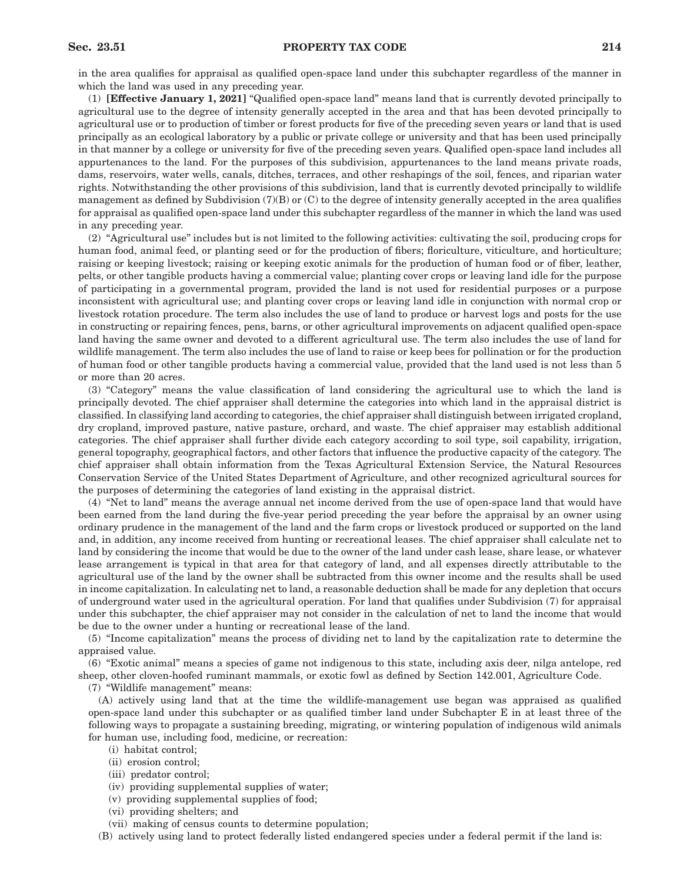in the area qualifies for appraisal as qualified open-space land under this subchapter regardless of the manner in which the land was used in any preceding year.

(1) **[Effective January 1, 2021]** "Qualified open-space land" means land that is currently devoted principally to agricultural use to the degree of intensity generally accepted in the area and that has been devoted principally to agricultural use or to production of timber or forest products for five of the preceding seven years or land that is used principally as an ecological laboratory by a public or private college or university and that has been used principally in that manner by a college or university for five of the preceding seven years. Qualified open-space land includes all appurtenances to the land. For the purposes of this subdivision, appurtenances to the land means private roads, dams, reservoirs, water wells, canals, ditches, terraces, and other reshapings of the soil, fences, and riparian water rights. Notwithstanding the other provisions of this subdivision, land that is currently devoted principally to wildlife management as defined by Subdivision (7)(B) or (C) to the degree of intensity generally accepted in the area qualifies for appraisal as qualified open-space land under this subchapter regardless of the manner in which the land was used in any preceding year.

(2) "Agricultural use" includes but is not limited to the following activities: cultivating the soil, producing crops for human food, animal feed, or planting seed or for the production of fibers; floriculture, viticulture, and horticulture; raising or keeping livestock; raising or keeping exotic animals for the production of human food or of fiber, leather, pelts, or other tangible products having a commercial value; planting cover crops or leaving land idle for the purpose of participating in a governmental program, provided the land is not used for residential purposes or a purpose inconsistent with agricultural use; and planting cover crops or leaving land idle in conjunction with normal crop or livestock rotation procedure. The term also includes the use of land to produce or harvest logs and posts for the use in constructing or repairing fences, pens, barns, or other agricultural improvements on adjacent qualified open-space land having the same owner and devoted to a different agricultural use. The term also includes the use of land for wildlife management. The term also includes the use of land to raise or keep bees for pollination or for the production of human food or other tangible products having a commercial value, provided that the land used is not less than 5 or more than 20 acres.

(3) "Category" means the value classification of land considering the agricultural use to which the land is principally devoted. The chief appraiser shall determine the categories into which land in the appraisal district is classified. In classifying land according to categories, the chief appraiser shall distinguish between irrigated cropland, dry cropland, improved pasture, native pasture, orchard, and waste. The chief appraiser may establish additional categories. The chief appraiser shall further divide each category according to soil type, soil capability, irrigation, general topography, geographical factors, and other factors that influence the productive capacity of the category. The chief appraiser shall obtain information from the Texas Agricultural Extension Service, the Natural Resources Conservation Service of the United States Department of Agriculture, and other recognized agricultural sources for the purposes of determining the categories of land existing in the appraisal district.

(4) "Net to land" means the average annual net income derived from the use of open-space land that would have been earned from the land during the five-year period preceding the year before the appraisal by an owner using ordinary prudence in the management of the land and the farm crops or livestock produced or supported on the land and, in addition, any income received from hunting or recreational leases. The chief appraiser shall calculate net to land by considering the income that would be due to the owner of the land under cash lease, share lease, or whatever lease arrangement is typical in that area for that category of land, and all expenses directly attributable to the agricultural use of the land by the owner shall be subtracted from this owner income and the results shall be used in income capitalization. In calculating net to land, a reasonable deduction shall be made for any depletion that occurs of underground water used in the agricultural operation. For land that qualifies under Subdivision (7) for appraisal under this subchapter, the chief appraiser may not consider in the calculation of net to land the income that would be due to the owner under a hunting or recreational lease of the land.

(5) "Income capitalization" means the process of dividing net to land by the capitalization rate to determine the appraised value.

(6) "Exotic animal" means a species of game not indigenous to this state, including axis deer, nilga antelope, red sheep, other cloven-hoofed ruminant mammals, or exotic fowl as defined by Section 142.001, Agriculture Code.

(7) "Wildlife management" means:

(A) actively using land that at the time the wildlife-management use began was appraised as qualified open-space land under this subchapter or as qualified timber land under Subchapter E in at least three of the following ways to propagate a sustaining breeding, migrating, or wintering population of indigenous wild animals for human use, including food, medicine, or recreation:

(i) habitat control;

(ii) erosion control;

(iii) predator control;

(iv) providing supplemental supplies of water;

(v) providing supplemental supplies of food;

(vi) providing shelters; and

(vii) making of census counts to determine population;

(B) actively using land to protect federally listed endangered species under a federal permit if the land is: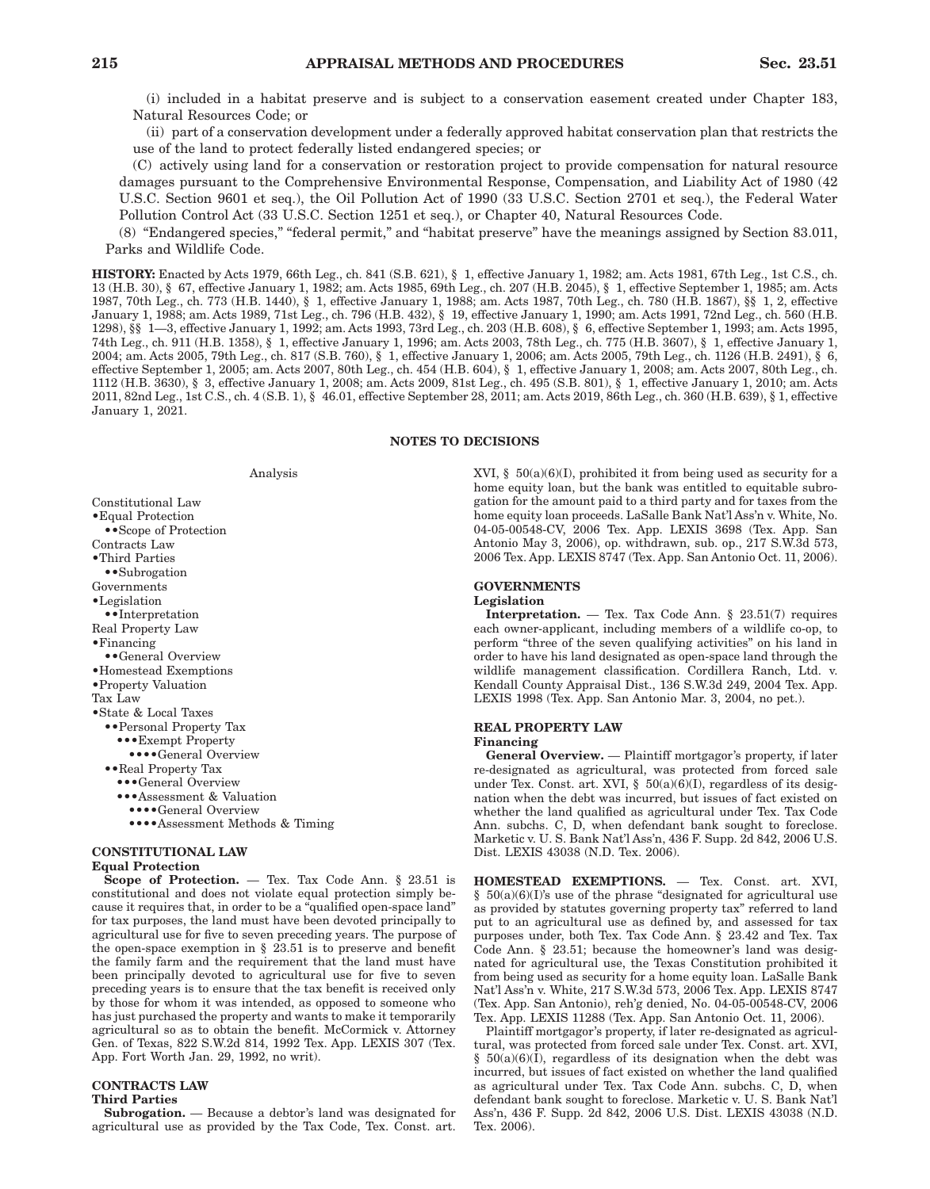(i) included in a habitat preserve and is subject to a conservation easement created under Chapter 183, Natural Resources Code; or

(ii) part of a conservation development under a federally approved habitat conservation plan that restricts the use of the land to protect federally listed endangered species; or

(C) actively using land for a conservation or restoration project to provide compensation for natural resource damages pursuant to the Comprehensive Environmental Response, Compensation, and Liability Act of 1980 (42 U.S.C. Section 9601 et seq.), the Oil Pollution Act of 1990 (33 U.S.C. Section 2701 et seq.), the Federal Water Pollution Control Act (33 U.S.C. Section 1251 et seq.), or Chapter 40, Natural Resources Code.

(8) "Endangered species," "federal permit," and "habitat preserve" have the meanings assigned by Section 83.011, Parks and Wildlife Code.

**HISTORY:** Enacted by Acts 1979, 66th Leg., ch. 841 (S.B. 621), § 1, effective January 1, 1982; am. Acts 1981, 67th Leg., 1st C.S., ch. 13 (H.B. 30), § 67, effective January 1, 1982; am. Acts 1985, 69th Leg., ch. 207 (H.B. 2045), § 1, effective September 1, 1985; am. Acts 1987, 70th Leg., ch. 773 (H.B. 1440), § 1, effective January 1, 1988; am. Acts 1987, 70th Leg., ch. 780 (H.B. 1867), §§ 1, 2, effective January 1, 1988; am. Acts 1989, 71st Leg., ch. 796 (H.B. 432), § 19, effective January 1, 1990; am. Acts 1991, 72nd Leg., ch. 560 (H.B. 1298), §§ 1—3, effective January 1, 1992; am. Acts 1993, 73rd Leg., ch. 203 (H.B. 608), § 6, effective September 1, 1993; am. Acts 1995, 74th Leg., ch. 911 (H.B. 1358), § 1, effective January 1, 1996; am. Acts 2003, 78th Leg., ch. 775 (H.B. 3607), § 1, effective January 1, 2004; am. Acts 2005, 79th Leg., ch. 817 (S.B. 760), § 1, effective January 1, 2006; am. Acts 2005, 79th Leg., ch. 1126 (H.B. 2491), § 6, effective September 1, 2005; am. Acts 2007, 80th Leg., ch. 454 (H.B. 604), § 1, effective January 1, 2008; am. Acts 2007, 80th Leg., ch. 1112 (H.B. 3630), § 3, effective January 1, 2008; am. Acts 2009, 81st Leg., ch. 495 (S.B. 801), § 1, effective January 1, 2010; am. Acts 2011, 82nd Leg., 1st C.S., ch. 4 (S.B. 1), § 46.01, effective September 28, 2011; am. Acts 2019, 86th Leg., ch. 360 (H.B. 639), § 1, effective January 1, 2021.

## NOTES TO DECISIONS

Analysis

Constitutional Law
•Equal Protection
••Scope of Protection
Contracts Law
•Third Parties
••Subrogation
Governments
•Legislation
••Interpretation
Real Property Law
•Financing
••General Overview
•Homestead Exemptions
•Property Valuation
Tax Law
•State & Local Taxes
••Personal Property Tax
•••Exempt Property
••••General Overview
••Real Property Tax
•••General Overview
•••Assessment & Valuation
••••General Overview
••••Assessment Methods & Timing

### CONSTITUTIONAL LAW

#### Equal Protection

**Scope of Protection.** — Tex. Tax Code Ann. § 23.51 is constitutional and does not violate equal protection simply because it requires that, in order to be a "qualified open-space land" for tax purposes, the land must have been devoted principally to agricultural use for five to seven preceding years. The purpose of the open-space exemption in § 23.51 is to preserve and benefit the family farm and the requirement that the land must have been principally devoted to agricultural use for five to seven preceding years is to ensure that the tax benefit is received only by those for whom it was intended, as opposed to someone who has just purchased the property and wants to make it temporarily agricultural so as to obtain the benefit. McCormick v. Attorney Gen. of Texas, 822 S.W.2d 814, 1992 Tex. App. LEXIS 307 (Tex. App. Fort Worth Jan. 29, 1992, no writ).

### CONTRACTS LAW

#### Third Parties

**Subrogation.** — Because a debtor's land was designated for agricultural use as provided by the Tax Code, Tex. Const. art. XVI, § 50(a)(6)(I), prohibited it from being used as security for a home equity loan, but the bank was entitled to equitable subrogation for the amount paid to a third party and for taxes from the home equity loan proceeds. LaSalle Bank Nat'l Ass'n v. White, No. 04-05-00548-CV, 2006 Tex. App. LEXIS 3698 (Tex. App. San Antonio May 3, 2006), op. withdrawn, sub. op., 217 S.W.3d 573, 2006 Tex. App. LEXIS 8747 (Tex. App. San Antonio Oct. 11, 2006).

### GOVERNMENTS

#### Legislation

**Interpretation.** — Tex. Tax Code Ann. § 23.51(7) requires each owner-applicant, including members of a wildlife co-op, to perform "three of the seven qualifying activities" on his land in order to have his land designated as open-space land through the wildlife management classification. Cordillera Ranch, Ltd. v. Kendall County Appraisal Dist., 136 S.W.3d 249, 2004 Tex. App. LEXIS 1998 (Tex. App. San Antonio Mar. 3, 2004, no pet.).

### REAL PROPERTY LAW

#### Financing

**General Overview.** — Plaintiff mortgagor's property, if later re-designated as agricultural, was protected from forced sale under Tex. Const. art. XVI, § 50(a)(6)(I), regardless of its designation when the debt was incurred, but issues of fact existed on whether the land qualified as agricultural under Tex. Tax Code Ann. subchs. C, D, when defendant bank sought to foreclose. Marketic v. U. S. Bank Nat'l Ass'n, 436 F. Supp. 2d 842, 2006 U.S. Dist. LEXIS 43038 (N.D. Tex. 2006).

**HOMESTEAD EXEMPTIONS.** — Tex. Const. art. XVI, § 50(a)(6)(I)'s use of the phrase "designated for agricultural use as provided by statutes governing property tax" referred to land put to an agricultural use as defined by, and assessed for tax purposes under, both Tex. Tax Code Ann. § 23.42 and Tex. Tax Code Ann. § 23.51; because the homeowner's land was designated for agricultural use, the Texas Constitution prohibited it from being used as security for a home equity loan. LaSalle Bank Nat'l Ass'n v. White, 217 S.W.3d 573, 2006 Tex. App. LEXIS 8747 (Tex. App. San Antonio), reh'g denied, No. 04-05-00548-CV, 2006 Tex. App. LEXIS 11288 (Tex. App. San Antonio Oct. 11, 2006).

Plaintiff mortgagor's property, if later re-designated as agricultural, was protected from forced sale under Tex. Const. art. XVI, § 50(a)(6)(I), regardless of its designation when the debt was incurred, but issues of fact existed on whether the land qualified as agricultural under Tex. Tax Code Ann. subchs. C, D, when defendant bank sought to foreclose. Marketic v. U. S. Bank Nat'l Ass'n, 436 F. Supp. 2d 842, 2006 U.S. Dist. LEXIS 43038 (N.D. Tex. 2006).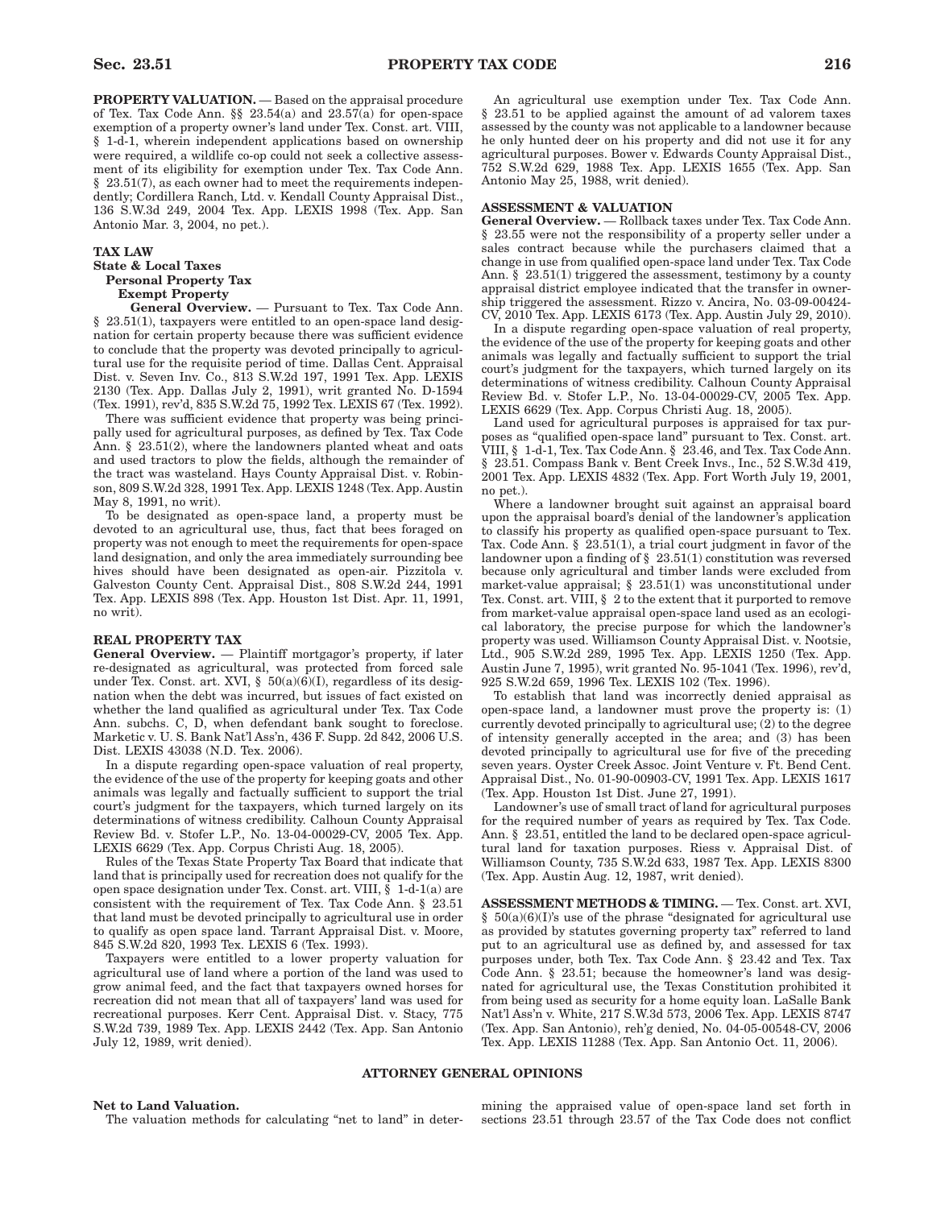**PROPERTY VALUATION.** — Based on the appraisal procedure of Tex. Tax Code Ann. §§ 23.54(a) and 23.57(a) for open-space exemption of a property owner's land under Tex. Const. art. VIII, § 1-d-1, wherein independent applications based on ownership were required, a wildlife co-op could not seek a collective assessment of its eligibility for exemption under Tex. Tax Code Ann. § 23.51(7), as each owner had to meet the requirements independently; Cordillera Ranch, Ltd. v. Kendall County Appraisal Dist., 136 S.W.3d 249, 2004 Tex. App. LEXIS 1998 (Tex. App. San Antonio Mar. 3, 2004, no pet.).

**TAX LAW**

**State & Local Taxes**

**Personal Property Tax**

**Exempt Property**

**General Overview.** — Pursuant to Tex. Tax Code Ann. § 23.51(1), taxpayers were entitled to an open-space land designation for certain property because there was sufficient evidence to conclude that the property was devoted principally to agricultural use for the requisite period of time. Dallas Cent. Appraisal Dist. v. Seven Inv. Co., 813 S.W.2d 197, 1991 Tex. App. LEXIS 2130 (Tex. App. Dallas July 2, 1991), writ granted No. D-1594 (Tex. 1991), rev'd, 835 S.W.2d 75, 1992 Tex. LEXIS 67 (Tex. 1992).

There was sufficient evidence that property was being principally used for agricultural purposes, as defined by Tex. Tax Code Ann. § 23.51(2), where the landowners planted wheat and oats and used tractors to plow the fields, although the remainder of the tract was wasteland. Hays County Appraisal Dist. v. Robinson, 809 S.W.2d 328, 1991 Tex. App. LEXIS 1248 (Tex. App. Austin May 8, 1991, no writ).

To be designated as open-space land, a property must be devoted to an agricultural use, thus, fact that bees foraged on property was not enough to meet the requirements for open-space land designation, and only the area immediately surrounding bee hives should have been designated as open-air. Pizzitola v. Galveston County Cent. Appraisal Dist., 808 S.W.2d 244, 1991 Tex. App. LEXIS 898 (Tex. App. Houston 1st Dist. Apr. 11, 1991, no writ).

**REAL PROPERTY TAX**

**General Overview.** — Plaintiff mortgagor's property, if later re-designated as agricultural, was protected from forced sale under Tex. Const. art. XVI, § 50(a)(6)(I), regardless of its designation when the debt was incurred, but issues of fact existed on whether the land qualified as agricultural under Tex. Tax Code Ann. subchs. C, D, when defendant bank sought to foreclose. Marketic v. U. S. Bank Nat'l Ass'n, 436 F. Supp. 2d 842, 2006 U.S. Dist. LEXIS 43038 (N.D. Tex. 2006).

In a dispute regarding open-space valuation of real property, the evidence of the use of the property for keeping goats and other animals was legally and factually sufficient to support the trial court's judgment for the taxpayers, which turned largely on its determinations of witness credibility. Calhoun County Appraisal Review Bd. v. Stofer L.P., No. 13-04-00029-CV, 2005 Tex. App. LEXIS 6629 (Tex. App. Corpus Christi Aug. 18, 2005).

Rules of the Texas State Property Tax Board that indicate that land that is principally used for recreation does not qualify for the open space designation under Tex. Const. art. VIII, § 1-d-1(a) are consistent with the requirement of Tex. Tax Code Ann. § 23.51 that land must be devoted principally to agricultural use in order to qualify as open space land. Tarrant Appraisal Dist. v. Moore, 845 S.W.2d 820, 1993 Tex. LEXIS 6 (Tex. 1993).

Taxpayers were entitled to a lower property valuation for agricultural use of land where a portion of the land was used to grow animal feed, and the fact that taxpayers owned horses for recreation did not mean that all of taxpayers' land was used for recreational purposes. Kerr Cent. Appraisal Dist. v. Stacy, 775 S.W.2d 739, 1989 Tex. App. LEXIS 2442 (Tex. App. San Antonio July 12, 1989, writ denied).

An agricultural use exemption under Tex. Tax Code Ann. § 23.51 to be applied against the amount of ad valorem taxes assessed by the county was not applicable to a landowner because he only hunted deer on his property and did not use it for any agricultural purposes. Bower v. Edwards County Appraisal Dist., 752 S.W.2d 629, 1988 Tex. App. LEXIS 1655 (Tex. App. San Antonio May 25, 1988, writ denied).

**ASSESSMENT & VALUATION**

**General Overview.** — Rollback taxes under Tex. Tax Code Ann. § 23.55 were not the responsibility of a property seller under a sales contract because while the purchasers claimed that a change in use from qualified open-space land under Tex. Tax Code Ann. § 23.51(1) triggered the assessment, testimony by a county appraisal district employee indicated that the transfer in ownership triggered the assessment. Rizzo v. Ancira, No. 03-09-00424-CV, 2010 Tex. App. LEXIS 6173 (Tex. App. Austin July 29, 2010).

In a dispute regarding open-space valuation of real property, the evidence of the use of the property for keeping goats and other animals was legally and factually sufficient to support the trial court's judgment for the taxpayers, which turned largely on its determinations of witness credibility. Calhoun County Appraisal Review Bd. v. Stofer L.P., No. 13-04-00029-CV, 2005 Tex. App. LEXIS 6629 (Tex. App. Corpus Christi Aug. 18, 2005).

Land used for agricultural purposes is appraised for tax purposes as "qualified open-space land" pursuant to Tex. Const. art. VIII, § 1-d-1, Tex. Tax Code Ann. § 23.46, and Tex. Tax Code Ann. § 23.51. Compass Bank v. Bent Creek Invs., Inc., 52 S.W.3d 419, 2001 Tex. App. LEXIS 4832 (Tex. App. Fort Worth July 19, 2001, no pet.).

Where a landowner brought suit against an appraisal board upon the appraisal board's denial of the landowner's application to classify his property as qualified open-space pursuant to Tex. Tax. Code Ann. § 23.51(1), a trial court judgment in favor of the landowner upon a finding of § 23.51(1) constitution was reversed because only agricultural and timber lands were excluded from market-value appraisal; § 23.51(1) was unconstitutional under Tex. Const. art. VIII, § 2 to the extent that it purported to remove from market-value appraisal open-space land used as an ecological laboratory, the precise purpose for which the landowner's property was used. Williamson County Appraisal Dist. v. Nootsie, Ltd., 905 S.W.2d 289, 1995 Tex. App. LEXIS 1250 (Tex. App. Austin June 7, 1995), writ granted No. 95-1041 (Tex. 1996), rev'd, 925 S.W.2d 659, 1996 Tex. LEXIS 102 (Tex. 1996).

To establish that land was incorrectly denied appraisal as open-space land, a landowner must prove the property is: (1) currently devoted principally to agricultural use; (2) to the degree of intensity generally accepted in the area; and (3) has been devoted principally to agricultural use for five of the preceding seven years. Oyster Creek Assoc. Joint Venture v. Ft. Bend Cent. Appraisal Dist., No. 01-90-00903-CV, 1991 Tex. App. LEXIS 1617 (Tex. App. Houston 1st Dist. June 27, 1991).

Landowner's use of small tract of land for agricultural purposes for the required number of years as required by Tex. Tax Code. Ann. § 23.51, entitled the land to be declared open-space agricultural land for taxation purposes. Riess v. Appraisal Dist. of Williamson County, 735 S.W.2d 633, 1987 Tex. App. LEXIS 8300 (Tex. App. Austin Aug. 12, 1987, writ denied).

**ASSESSMENT METHODS & TIMING.** — Tex. Const. art. XVI, § 50(a)(6)(I)'s use of the phrase "designated for agricultural use as provided by statutes governing property tax" referred to land put to an agricultural use as defined by, and assessed for tax purposes under, both Tex. Tax Code Ann. § 23.42 and Tex. Tax Code Ann. § 23.51; because the homeowner's land was designated for agricultural use, the Texas Constitution prohibited it from being used as security for a home equity loan. LaSalle Bank Nat'l Ass'n v. White, 217 S.W.3d 573, 2006 Tex. App. LEXIS 8747 (Tex. App. San Antonio), reh'g denied, No. 04-05-00548-CV, 2006 Tex. App. LEXIS 11288 (Tex. App. San Antonio Oct. 11, 2006).

## ATTORNEY GENERAL OPINIONS

**Net to Land Valuation.**

The valuation methods for calculating "net to land" in determining the appraised value of open-space land set forth in sections 23.51 through 23.57 of the Tax Code does not conflict